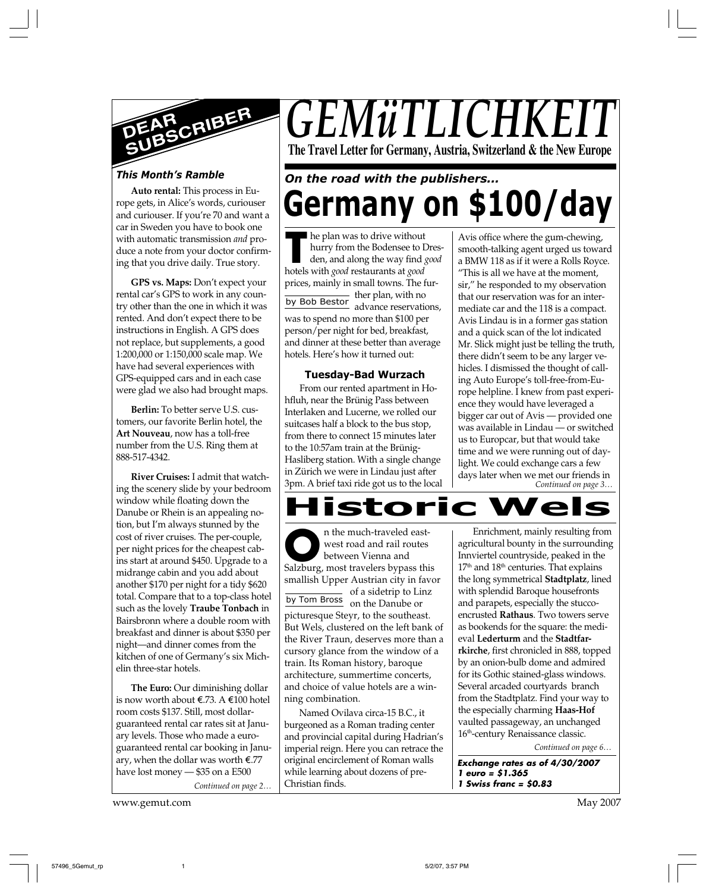# GEMüTLICHKEIT

**The Travel Letter for Germany, Austria, Switzerland & the New Europe**

## DEAR SUBSCRIBER

### *This Month's Ramble*

**Auto rental:** This process in Europe gets, in Alice's words, curiouser and curiouser. If you're 70 and want a car in Sweden you have to book one with automatic transmission *and* produce a note from your doctor confirming that you drive daily. True story.

**GPS vs. Maps:** Don't expect your rental car's GPS to work in any country other than the one in which it was rented. And don't expect there to be instructions in English. A GPS does not replace, but supplements, a good 1:200,000 or 1:150,000 scale map. We have had several experiences with GPS-equipped cars and in each case were glad we also had brought maps.

**Berlin:** To better serve U.S. customers, our favorite Berlin hotel, the **Art Nouveau**, now has a toll-free number from the U.S. Ring them at 888-517-4342.

**River Cruises:** I admit that watching the scenery slide by your bedroom window while floating down the Danube or Rhein is an appealing notion, but I'm always stunned by the cost of river cruises. The per-couple, per night prices for the cheapest cabins start at around $450. Upgrade to a midrange cabin and you add about another $170 per night for a tidy $620 total. Compare that to a top-class hotel such as the lovely **Traube Tonbach** in Bairsbronn where a double room with breakfast and dinner is about $350 per night—and dinner comes from the kitchen of one of Germany's six Michelin three-star hotels.

**The Euro:** Our diminishing dollar is now worth about €.73. A €100 hotel room costs $137. Still, most dollar-guaranteed rental car rates sit at January levels. Those who made a euro-guaranteed rental car booking in January, when the dollar was worth €.77 have lost money — $35 on a E500

*Continued on page 2…*

### *On the road with the publishers...*

# Germany on $100/day

by Bob Bestor

The plan was to drive without hurry from the Bodensee to Dresden, and along the way find *good* hotels with *good* restaurants at *good* prices, mainly in small towns. The further plan, with no advance reservations, was to spend no more than $100 per person/per night for bed, breakfast, and dinner at these better than average hotels. Here's how it turned out:

#### Tuesday-Bad Wurzach

From our rented apartment in Hohfluh, near the Brünig Pass between Interlaken and Lucerne, we rolled our suitcases half a block to the bus stop, from there to connect 15 minutes later to the 10:57am train at the Brünig-Hasliberg station. With a single change in Zürich we were in Lindau just after 3pm. A brief taxi ride got us to the local Avis office where the gum-chewing, smooth-talking agent urged us toward a BMW 118 as if it were a Rolls Royce. "This is all we have at the moment, sir," he responded to my observation that our reservation was for an intermediate car and the 118 is a compact. Avis Lindau is in a former gas station and a quick scan of the lot indicated Mr. Slick might just be telling the truth, there didn't seem to be any larger vehicles. I dismissed the thought of calling Auto Europe's toll-free-from-Europe helpline. I knew from past experience they would have leveraged a bigger car out of Avis — provided one was available in Lindau — or switched us to Europcar, but that would take time and we were running out of daylight. We could exchange cars a few days later when we met our friends in

*Continued on page 3…*

# Historic Wels

by Tom Bross

On the much-traveled east-west road and rail routes between Vienna and Salzburg, most travelers bypass this smallish Upper Austrian city in favor of a sidetrip to Linz on the Danube or picturesque Steyr, to the southeast. But Wels, clustered on the left bank of the River Traun, deserves more than a cursory glance from the window of a train. Its Roman history, baroque architecture, summertime concerts, and choice of value hotels are a winning combination.

Named Ovilava circa-15 B.C., it burgeoned as a Roman trading center and provincial capital during Hadrian's imperial reign. Here you can retrace the original encirclement of Roman walls while learning about dozens of pre-Christian finds.

Enrichment, mainly resulting from agricultural bounty in the surrounding Innviertel countryside, peaked in the 17th and 18th centuries. That explains the long symmetrical **Stadtplatz**, lined with splendid Baroque housefronts and parapets, especially the stucco-encrusted **Rathaus**. Two towers serve as bookends for the square: the medieval **Lederturm** and the **Stadtfarrkirche**, first chronicled in 888, topped by an onion-bulb dome and admired for its Gothic stained-glass windows. Several arcaded courtyards branch from the Stadtplatz. Find your way to the especially charming **Haas-Hof** vaulted passageway, an unchanged 16th-century Renaissance classic.

*Continued on page 6…*

***Exchange rates as of 4/30/2007***
***1 euro = $1.365***
***1 Swiss franc = $0.83***

www.gemut.com

May 2007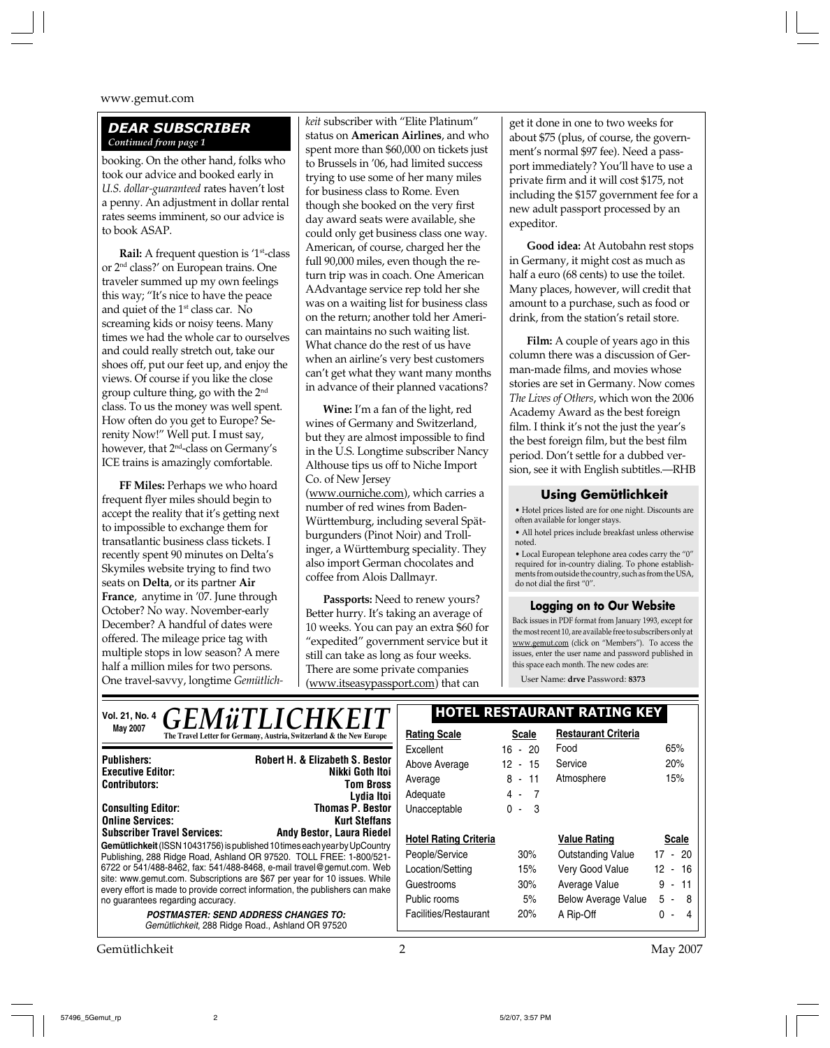## DEAR SUBSCRIBER

*Continued from page 1*

booking. On the other hand, folks who took our advice and booked early in *U.S. dollar-guaranteed* rates haven't lost a penny. An adjustment in dollar rental rates seems imminent, so our advice is to book ASAP.

**Rail:** A frequent question is '1st-class or 2nd class?' on European trains. One traveler summed up my own feelings this way; "It's nice to have the peace and quiet of the 1st class car. No screaming kids or noisy teens. Many times we had the whole car to ourselves and could really stretch out, take our shoes off, put our feet up, and enjoy the views. Of course if you like the close group culture thing, go with the 2nd class. To us the money was well spent. How often do you get to Europe? Serenity Now!" Well put. I must say, however, that 2nd-class on Germany's ICE trains is amazingly comfortable.

**FF Miles:** Perhaps we who hoard frequent flyer miles should begin to accept the reality that it's getting next to impossible to exchange them for transatlantic business class tickets. I recently spent 90 minutes on Delta's Skymiles website trying to find two seats on **Delta**, or its partner **Air France**, anytime in '07. June through October? No way. November-early December? A handful of dates were offered. The mileage price tag with multiple stops in low season? A mere half a million miles for two persons. One travel-savvy, longtime *Gemütlichkeit* subscriber with "Elite Platinum" status on **American Airlines**, and who spent more than $60,000 on tickets just to Brussels in '06, had limited success trying to use some of her many miles for business class to Rome. Even though she booked on the very first day award seats were available, she could only get business class one way. American, of course, charged her the full 90,000 miles, even though the return trip was in coach. One American AAdvantage service rep told her she was on a waiting list for business class on the return; another told her American maintains no such waiting list. What chance do the rest of us have when an airline's very best customers can't get what they want many months in advance of their planned vacations?

**Wine:** I'm a fan of the light, red wines of Germany and Switzerland, but they are almost impossible to find in the U.S. Longtime subscriber Nancy Althouse tips us off to Niche Import Co. of New Jersey (www.ourniche.com), which carries a number of red wines from Baden-Württemburg, including several Spätburgunders (Pinot Noir) and Trollinger, a Württemburg speciality. They also import German chocolates and coffee from Alois Dallmayr.

**Passports:** Need to renew yours? Better hurry. It's taking an average of 10 weeks. You can pay an extra $60 for "expedited" government service but it still can take as long as four weeks. There are some private companies (www.itseasypassport.com) that can get it done in one to two weeks for about $75 (plus, of course, the government's normal $97 fee). Need a passport immediately? You'll have to use a private firm and it will cost $175, not including the $157 government fee for a new adult passport processed by an expeditor.

**Good idea:** At Autobahn rest stops in Germany, it might cost as much as half a euro (68 cents) to use the toilet. Many places, however, will credit that amount to a purchase, such as food or drink, from the station's retail store.

**Film:** A couple of years ago in this column there was a discussion of German-made films, and movies whose stories are set in Germany. Now comes *The Lives of Others*, which won the 2006 Academy Award as the best foreign film. I think it's not the just the year's the best foreign film, but the best film period. Don't settle for a dubbed version, see it with English subtitles.—RHB

### Using Gemütlichkeit

- Hotel prices listed are for one night. Discounts are often available for longer stays.
- All hotel prices include breakfast unless otherwise noted.
- Local European telephone area codes carry the "0" required for in-country dialing. To phone establishments from outside the country, such as from the USA, do not dial the first "0".

### Logging on to Our Website

Back issues in PDF format from January 1993, except for the most recent 10, are available free to subscribers only at www.gemut.com (click on "Members"). To access the issues, enter the user name and password published in this space each month. The new codes are:

User Name: **drve** Password: **8373**

---

**Vol. 21, No. 4**
**May 2007**

# GEMüTLICHKEIT

**The Travel Letter for Germany, Austria, Switzerland & the New Europe**

| | |
|---|---|
| **Publishers:** | **Robert H. & Elizabeth S. Bestor** |
| **Executive Editor:** | **Nikki Goth Itoi** |
| **Contributors:** | **Tom Bross** |
| | **Lydia Itoi** |
| **Consulting Editor:** | **Thomas P. Bestor** |
| **Online Services:** | **Kurt Steffans** |
| **Subscriber Travel Services:** | **Andy Bestor, Laura Riedel** |

**Gemütlichkeit** (ISSN 10431756) is published 10 times each year by UpCountry Publishing, 288 Ridge Road, Ashland OR 97520. TOLL FREE: 1-800/521-6722 or 541/488-8462, fax: 541/488-8468, e-mail travel@gemut.com. Web site: www.gemut.com. Subscriptions are $67 per year for 10 issues. While every effort is made to provide correct information, the publishers can make no guarantees regarding accuracy.

***POSTMASTER: SEND ADDRESS CHANGES TO:***
*Gemütlichkeit, 288 Ridge Road., Ashland OR 97520*

### HOTEL RESTAURANT RATING KEY

| Rating Scale | Scale | Restaurant Criteria | |
|---|---|---|---|
| Excellent | 16 - 20 | Food | 65% |
| Above Average | 12 - 15 | Service | 20% |
| Average | 8 - 11 | Atmosphere | 15% |
| Adequate | 4 - 7 | | |
| Unacceptable | 0 - 3 | | |

| Hotel Rating Criteria | | Value Rating | Scale |
|---|---|---|---|
| People/Service | 30% | Outstanding Value | 17 - 20 |
| Location/Setting | 15% | Very Good Value | 12 - 16 |
| Guestrooms | 30% | Average Value | 9 - 11 |
| Public rooms | 5% | Below Average Value | 5 - 8 |
| Facilities/Restaurant | 20% | A Rip-Off | 0 - 4 |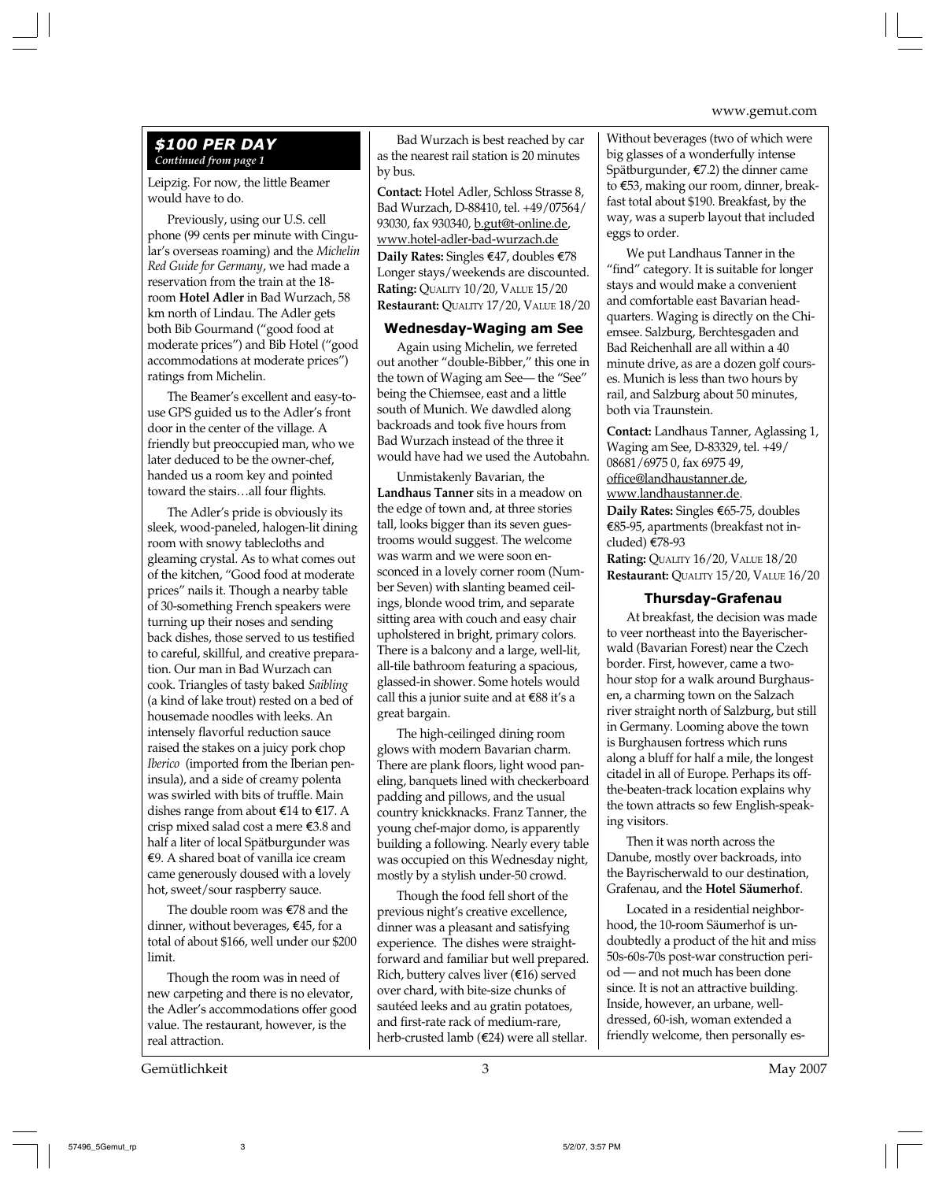## $100 PER DAY

*Continued from page 1*

Leipzig. For now, the little Beamer would have to do.

Previously, using our U.S. cell phone (99 cents per minute with Cingular's overseas roaming) and the *Michelin Red Guide for Germany*, we had made a reservation from the train at the 18-room **Hotel Adler** in Bad Wurzach, 58 km north of Lindau. The Adler gets both Bib Gourmand ("good food at moderate prices") and Bib Hotel ("good accommodations at moderate prices") ratings from Michelin.

The Beamer's excellent and easy-to-use GPS guided us to the Adler's front door in the center of the village. A friendly but preoccupied man, who we later deduced to be the owner-chef, handed us a room key and pointed toward the stairs…all four flights.

The Adler's pride is obviously its sleek, wood-paneled, halogen-lit dining room with snowy tablecloths and gleaming crystal. As to what comes out of the kitchen, "Good food at moderate prices" nails it. Though a nearby table of 30-something French speakers were turning up their noses and sending back dishes, those served to us testified to careful, skillful, and creative preparation. Our man in Bad Wurzach can cook. Triangles of tasty baked *Saibling* (a kind of lake trout) rested on a bed of housemade noodles with leeks. An intensely flavorful reduction sauce raised the stakes on a juicy pork chop *Iberico* (imported from the Iberian peninsula), and a side of creamy polenta was swirled with bits of truffle. Main dishes range from about €14 to €17. A crisp mixed salad cost a mere €3.8 and half a liter of local Spätburgunder was €9. A shared boat of vanilla ice cream came generously doused with a lovely hot, sweet/sour raspberry sauce.

The double room was €78 and the dinner, without beverages, €45, for a total of about $166, well under our $200 limit.

Though the room was in need of new carpeting and there is no elevator, the Adler's accommodations offer good value. The restaurant, however, is the real attraction.

Bad Wurzach is best reached by car as the nearest rail station is 20 minutes by bus.

**Contact:** Hotel Adler, Schloss Strasse 8, Bad Wurzach, D-88410, tel. +49/07564/93030, fax 930340, b.gut@t-online.de, www.hotel-adler-bad-wurzach.de
**Daily Rates:** Singles €47, doubles €78 Longer stays/weekends are discounted.
**Rating:** QUALITY 10/20, VALUE 15/20
**Restaurant:** QUALITY 17/20, VALUE 18/20

### Wednesday-Waging am See

Again using Michelin, we ferreted out another "double-Bibber," this one in the town of Waging am See— the "See" being the Chiemsee, east and a little south of Munich. We dawdled along backroads and took five hours from Bad Wurzach instead of the three it would have had we used the Autobahn.

Unmistakenly Bavarian, the **Landhaus Tanner** sits in a meadow on the edge of town and, at three stories tall, looks bigger than its seven guestrooms would suggest. The welcome was warm and we were soon ensconced in a lovely corner room (Number Seven) with slanting beamed ceilings, blonde wood trim, and separate sitting area with couch and easy chair upholstered in bright, primary colors. There is a balcony and a large, well-lit, all-tile bathroom featuring a spacious, glassed-in shower. Some hotels would call this a junior suite and at €88 it's a great bargain.

The high-ceilinged dining room glows with modern Bavarian charm. There are plank floors, light wood paneling, banquets lined with checkerboard padding and pillows, and the usual country knickknacks. Franz Tanner, the young chef-major domo, is apparently building a following. Nearly every table was occupied on this Wednesday night, mostly by a stylish under-50 crowd.

Though the food fell short of the previous night's creative excellence, dinner was a pleasant and satisfying experience. The dishes were straightforward and familiar but well prepared. Rich, buttery calves liver (€16) served over chard, with bite-size chunks of sautéed leeks and au gratin potatoes, and first-rate rack of medium-rare, herb-crusted lamb (€24) were all stellar. Without beverages (two of which were big glasses of a wonderfully intense Spätburgunder, €7.2) the dinner came to €53, making our room, dinner, breakfast total about $190. Breakfast, by the way, was a superb layout that included eggs to order.

We put Landhaus Tanner in the "find" category. It is suitable for longer stays and would make a convenient and comfortable east Bavarian headquarters. Waging is directly on the Chiemsee. Salzburg, Berchtesgaden and Bad Reichenhall are all within a 40 minute drive, as are a dozen golf courses. Munich is less than two hours by rail, and Salzburg about 50 minutes, both via Traunstein.

**Contact:** Landhaus Tanner, Aglassing 1, Waging am See, D-83329, tel. +49/08681/6975 0, fax 6975 49, office@landhaustanner.de, www.landhaustanner.de.
**Daily Rates:** Singles €65-75, doubles €85-95, apartments (breakfast not included) €78-93
**Rating:** QUALITY 16/20, VALUE 18/20
**Restaurant:** QUALITY 15/20, VALUE 16/20

### Thursday-Grafenau

At breakfast, the decision was made to veer northeast into the Bayerischerwald (Bavarian Forest) near the Czech border. First, however, came a two-hour stop for a walk around Burghausen, a charming town on the Salzach river straight north of Salzburg, but still in Germany. Looming above the town is Burghausen fortress which runs along a bluff for half a mile, the longest citadel in all of Europe. Perhaps its off-the-beaten-track location explains why the town attracts so few English-speaking visitors.

Then it was north across the Danube, mostly over backroads, into the Bayrischerwald to our destination, Grafenau, and the **Hotel Säumerhof**.

Located in a residential neighborhood, the 10-room Säumerhof is undoubtedly a product of the hit and miss 50s-60s-70s post-war construction period — and not much has been done since. It is not an attractive building. Inside, however, an urbane, well-dressed, 60-ish, woman extended a friendly welcome, then personally es-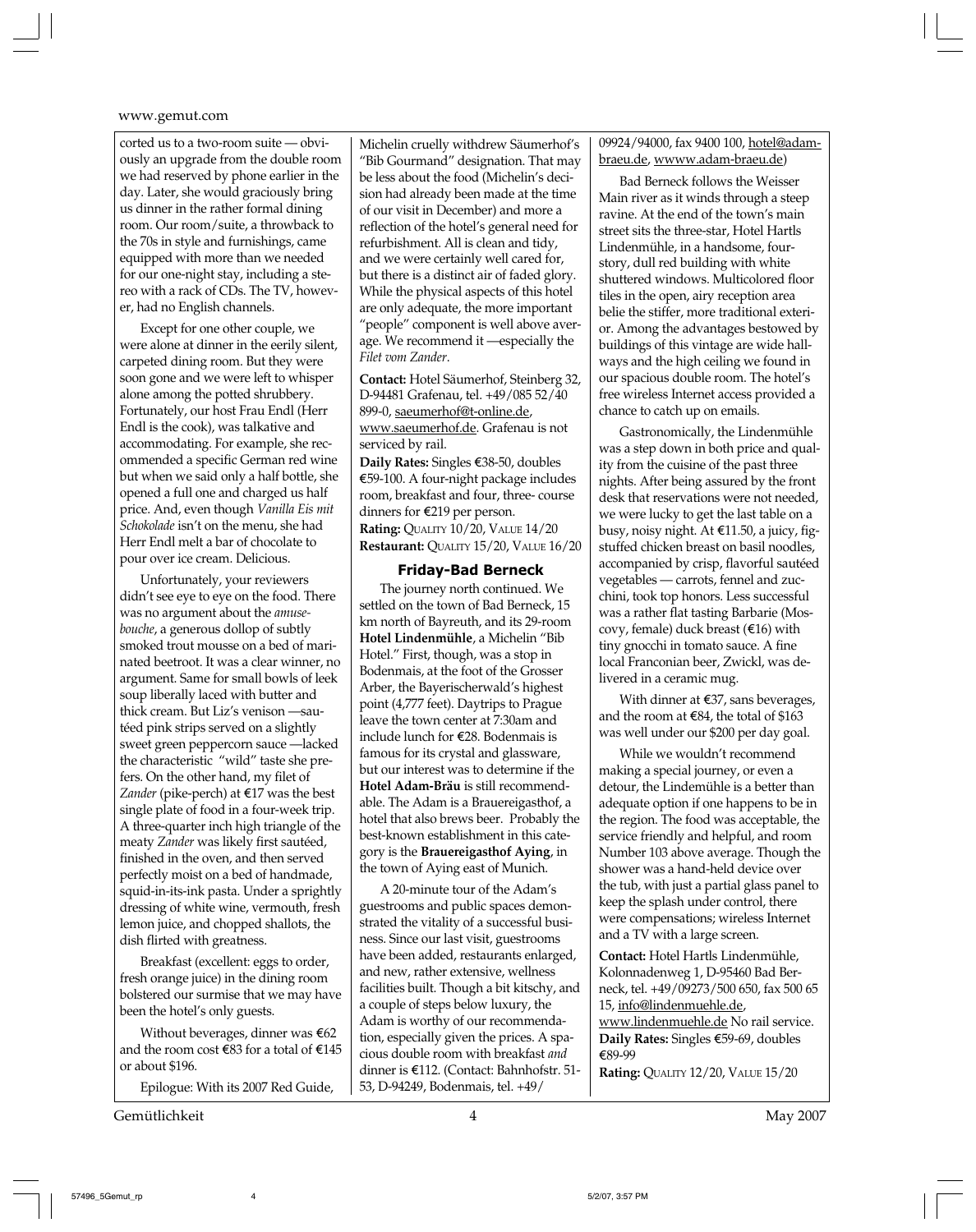corted us to a two-room suite — obviously an upgrade from the double room we had reserved by phone earlier in the day. Later, she would graciously bring us dinner in the rather formal dining room. Our room/suite, a throwback to the 70s in style and furnishings, came equipped with more than we needed for our one-night stay, including a stereo with a rack of CDs. The TV, however, had no English channels.

Except for one other couple, we were alone at dinner in the eerily silent, carpeted dining room. But they were soon gone and we were left to whisper alone among the potted shrubbery. Fortunately, our host Frau Endl (Herr Endl is the cook), was talkative and accommodating. For example, she recommended a specific German red wine but when we said only a half bottle, she opened a full one and charged us half price. And, even though *Vanilla Eis mit Schokolade* isn't on the menu, she had Herr Endl melt a bar of chocolate to pour over ice cream. Delicious.

Unfortunately, your reviewers didn't see eye to eye on the food. There was no argument about the *amuse-bouche*, a generous dollop of subtly smoked trout mousse on a bed of marinated beetroot. It was a clear winner, no argument. Same for small bowls of leek soup liberally laced with butter and thick cream. But Liz's venison —sautéed pink strips served on a slightly sweet green peppercorn sauce —lacked the characteristic "wild" taste she prefers. On the other hand, my filet of *Zander* (pike-perch) at €17 was the best single plate of food in a four-week trip. A three-quarter inch high triangle of the meaty *Zander* was likely first sautéed, finished in the oven, and then served perfectly moist on a bed of handmade, squid-in-its-ink pasta. Under a sprightly dressing of white wine, vermouth, fresh lemon juice, and chopped shallots, the dish flirted with greatness.

Breakfast (excellent: eggs to order, fresh orange juice) in the dining room bolstered our surmise that we may have been the hotel's only guests.

Without beverages, dinner was €62 and the room cost €83 for a total of €145 or about $196.

Epilogue: With its 2007 Red Guide, Michelin cruelly withdrew Säumerhof's "Bib Gourmand" designation. That may be less about the food (Michelin's decision had already been made at the time of our visit in December) and more a reflection of the hotel's general need for refurbishment. All is clean and tidy, and we were certainly well cared for, but there is a distinct air of faded glory. While the physical aspects of this hotel are only adequate, the more important "people" component is well above average. We recommend it —especially the *Filet vom Zander*.

**Contact:** Hotel Säumerhof, Steinberg 32, D-94481 Grafenau, tel. +49/085 52/40 899-0, saeumerhof@t-online.de, www.saeumerhof.de. Grafenau is not serviced by rail.
**Daily Rates:** Singles €38-50, doubles €59-100. A four-night package includes room, breakfast and four, three- course dinners for €219 per person.
**Rating:** Quality 10/20, Value 14/20
**Restaurant:** Quality 15/20, Value 16/20

## Friday-Bad Berneck

The journey north continued. We settled on the town of Bad Berneck, 15 km north of Bayreuth, and its 29-room **Hotel Lindenmühle**, a Michelin "Bib Hotel." First, though, was a stop in Bodenmais, at the foot of the Grosser Arber, the Bayerischerwald's highest point (4,777 feet). Daytrips to Prague leave the town center at 7:30am and include lunch for €28. Bodenmais is famous for its crystal and glassware, but our interest was to determine if the **Hotel Adam-Bräu** is still recommendable. The Adam is a Brauereigasthof, a hotel that also brews beer. Probably the best-known establishment in this category is the **Brauereigasthof Aying**, in the town of Aying east of Munich.

A 20-minute tour of the Adam's guestrooms and public spaces demonstrated the vitality of a successful business. Since our last visit, guestrooms have been added, restaurants enlarged, and new, rather extensive, wellness facilities built. Though a bit kitschy, and a couple of steps below luxury, the Adam is worthy of our recommendation, especially given the prices. A spacious double room with breakfast *and* dinner is €112. (Contact: Bahnhofstr. 51-53, D-94249, Bodenmais, tel. +49/09924/94000, fax 9400 100, hotel@adam-braeu.de, wwww.adam-braeu.de)

Bad Berneck follows the Weisser Main river as it winds through a steep ravine. At the end of the town's main street sits the three-star, Hotel Hartls Lindenmühle, in a handsome, four-story, dull red building with white shuttered windows. Multicolored floor tiles in the open, airy reception area belie the stiffer, more traditional exterior. Among the advantages bestowed by buildings of this vintage are wide hallways and the high ceiling we found in our spacious double room. The hotel's free wireless Internet access provided a chance to catch up on emails.

Gastronomically, the Lindenmühle was a step down in both price and quality from the cuisine of the past three nights. After being assured by the front desk that reservations were not needed, we were lucky to get the last table on a busy, noisy night. At €11.50, a juicy, fig-stuffed chicken breast on basil noodles, accompanied by crisp, flavorful sautéed vegetables — carrots, fennel and zucchini, took top honors. Less successful was a rather flat tasting Barbarie (Moscovy, female) duck breast (€16) with tiny gnocchi in tomato sauce. A fine local Franconian beer, Zwickl, was delivered in a ceramic mug.

With dinner at €37, sans beverages, and the room at €84, the total of $163 was well under our $200 per day goal.

While we wouldn't recommend making a special journey, or even a detour, the Lindemühle is a better than adequate option if one happens to be in the region. The food was acceptable, the service friendly and helpful, and room Number 103 above average. Though the shower was a hand-held device over the tub, with just a partial glass panel to keep the splash under control, there were compensations; wireless Internet and a TV with a large screen.

**Contact:** Hotel Hartls Lindenmühle, Kolonnadenweg 1, D-95460 Bad Berneck, tel. +49/09273/500 650, fax 500 65 15, info@lindenmuehle.de, www.lindenmuehle.de No rail service.
**Daily Rates:** Singles €59-69, doubles €89-99
**Rating:** Quality 12/20, Value 15/20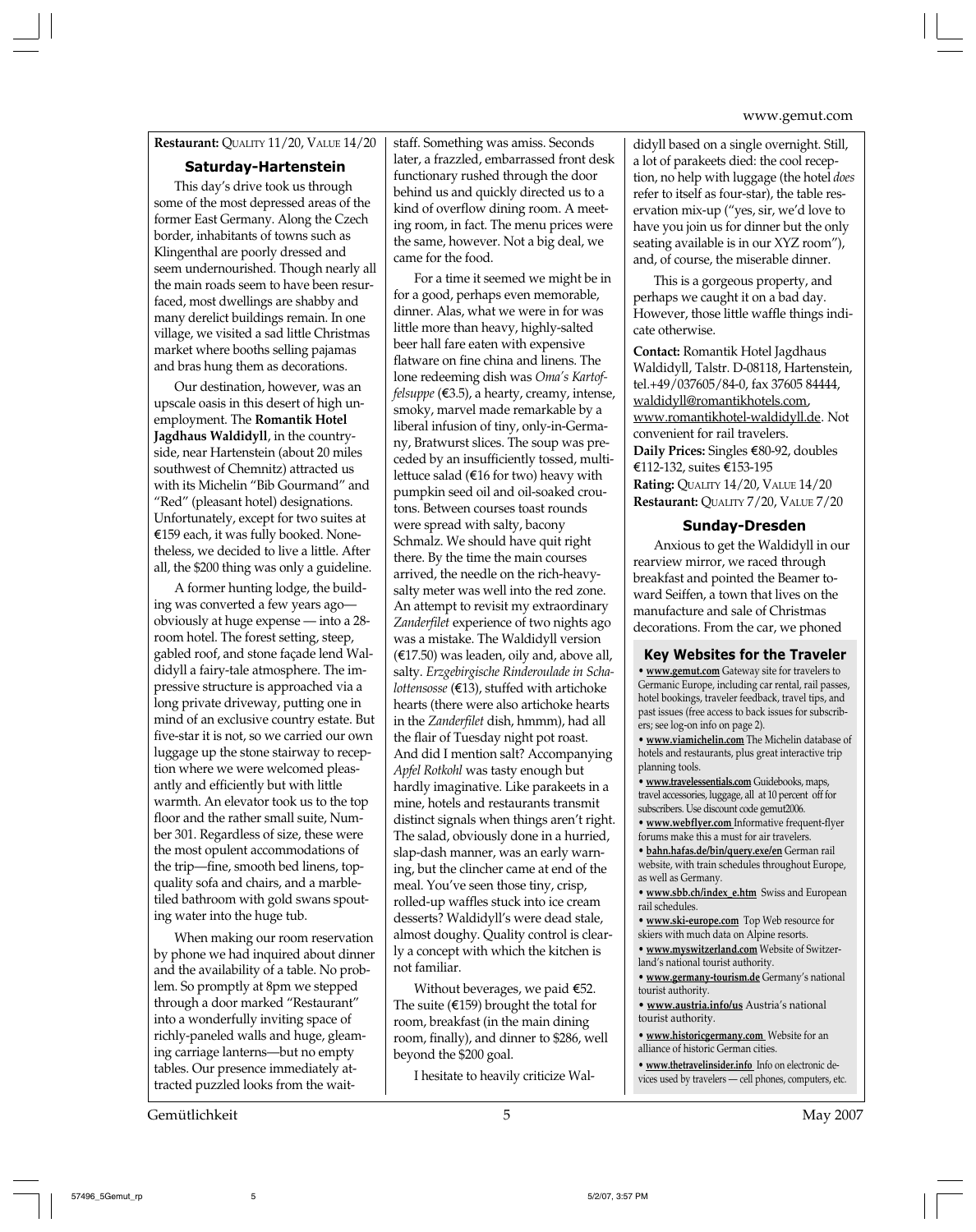**Restaurant:** QUALITY 11/20, VALUE 14/20

### Saturday-Hartenstein

This day's drive took us through some of the most depressed areas of the former East Germany. Along the Czech border, inhabitants of towns such as Klingenthal are poorly dressed and seem undernourished. Though nearly all the main roads seem to have been resurfaced, most dwellings are shabby and many derelict buildings remain. In one village, we visited a sad little Christmas market where booths selling pajamas and bras hung them as decorations.

Our destination, however, was an upscale oasis in this desert of high unemployment. The **Romantik Hotel Jagdhaus Waldidyll**, in the countryside, near Hartenstein (about 20 miles southwest of Chemnitz) attracted us with its Michelin "Bib Gourmand" and "Red" (pleasant hotel) designations. Unfortunately, except for two suites at €159 each, it was fully booked. Nonetheless, we decided to live a little. After all, the $200 thing was only a guideline.

A former hunting lodge, the building was converted a few years ago—obviously at huge expense — into a 28-room hotel. The forest setting, steep, gabled roof, and stone façade lend Waldidyll a fairy-tale atmosphere. The impressive structure is approached via a long private driveway, putting one in mind of an exclusive country estate. But five-star it is not, so we carried our own luggage up the stone stairway to reception where we were welcomed pleasantly and efficiently but with little warmth. An elevator took us to the top floor and the rather small suite, Number 301. Regardless of size, these were the most opulent accommodations of the trip—fine, smooth bed linens, top-quality sofa and chairs, and a marble-tiled bathroom with gold swans spouting water into the huge tub.

When making our room reservation by phone we had inquired about dinner and the availability of a table. No problem. So promptly at 8pm we stepped through a door marked "Restaurant" into a wonderfully inviting space of richly-paneled walls and huge, gleaming carriage lanterns—but no empty tables. Our presence immediately attracted puzzled looks from the waitstaff. Something was amiss. Seconds later, a frazzled, embarrassed front desk functionary rushed through the door behind us and quickly directed us to a kind of overflow dining room. A meeting room, in fact. The menu prices were the same, however. Not a big deal, we came for the food.

For a time it seemed we might be in for a good, perhaps even memorable, dinner. Alas, what we were in for was little more than heavy, highly-salted beer hall fare eaten with expensive flatware on fine china and linens. The lone redeeming dish was *Oma's Kartoffelsuppe* (€3.5), a hearty, creamy, intense, smoky, marvel made remarkable by a liberal infusion of tiny, only-in-Germany, Bratwurst slices. The soup was preceded by an insufficiently tossed, multi-lettuce salad (€16 for two) heavy with pumpkin seed oil and oil-soaked croutons. Between courses toast rounds were spread with salty, bacony Schmalz. We should have quit right there. By the time the main courses arrived, the needle on the rich-heavy-salty meter was well into the red zone. An attempt to revisit my extraordinary *Zanderfilet* experience of two nights ago was a mistake. The Waldidyll version (€17.50) was leaden, oily and, above all, salty. *Erzgebirgische Rinderoulade in Schalottensosse* (€13), stuffed with artichoke hearts (there were also artichoke hearts in the *Zanderfilet* dish, hmmm), had all the flair of Tuesday night pot roast. And did I mention salt? Accompanying *Apfel Rotkohl* was tasty enough but hardly imaginative. Like parakeets in a mine, hotels and restaurants transmit distinct signals when things aren't right. The salad, obviously done in a hurried, slap-dash manner, was an early warning, but the clincher came at end of the meal. You've seen those tiny, crisp, rolled-up waffles stuck into ice cream desserts? Waldidyll's were dead stale, almost doughy. Quality control is clearly a concept with which the kitchen is not familiar.

Without beverages, we paid €52. The suite (€159) brought the total for room, breakfast (in the main dining room, finally), and dinner to $286, well beyond the $200 goal.

I hesitate to heavily criticize Waldidyll based on a single overnight. Still, a lot of parakeets died: the cool reception, no help with luggage (the hotel *does* refer to itself as four-star), the table reservation mix-up ("yes, sir, we'd love to have you join us for dinner but the only seating available is in our XYZ room"), and, of course, the miserable dinner.

This is a gorgeous property, and perhaps we caught it on a bad day. However, those little waffle things indicate otherwise.

**Contact:** Romantik Hotel Jagdhaus Waldidyll, Talstr. D-08118, Hartenstein, tel.+49/037605/84-0, fax 37605 84444, waldidyll@romantikhotels.com, www.romantikhotel-waldidyll.de. Not convenient for rail travelers.
**Daily Prices:** Singles €80-92, doubles €112-132, suites €153-195
**Rating:** QUALITY 14/20, VALUE 14/20
**Restaurant:** QUALITY 7/20, VALUE 7/20

### Sunday-Dresden

Anxious to get the Waldidyll in our rearview mirror, we raced through breakfast and pointed the Beamer toward Seiffen, a town that lives on the manufacture and sale of Christmas decorations. From the car, we phoned

### Key Websites for the Traveler

- **www.gemut.com** Gateway site for travelers to Germanic Europe, including car rental, rail passes, hotel bookings, traveler feedback, travel tips, and past issues (free access to back issues for subscribers; see log-on info on page 2).
- **www.viamichelin.com** The Michelin database of hotels and restaurants, plus great interactive trip planning tools.
- **www.travelessentials.com** Guidebooks, maps, travel accessories, luggage, all at 10 percent off for subscribers. Use discount code gemut2006.
- **www.webflyer.com** Informative frequent-flyer forums make this a must for air travelers.
- **bahn.hafas.de/bin/query.exe/en** German rail website, with train schedules throughout Europe, as well as Germany.
- **www.sbb.ch/index_e.htm** Swiss and European rail schedules.
- **www.ski-europe.com** Top Web resource for skiers with much data on Alpine resorts.
- **www.myswitzerland.com** Website of Switzerland's national tourist authority.
- **www.germany-tourism.de** Germany's national tourist authority.
- **www.austria.info/us** Austria's national tourist authority.
- **www.historicgermany.com** Website for an alliance of historic German cities.
- **www.thetravelinsider.info** Info on electronic devices used by travelers — cell phones, computers, etc.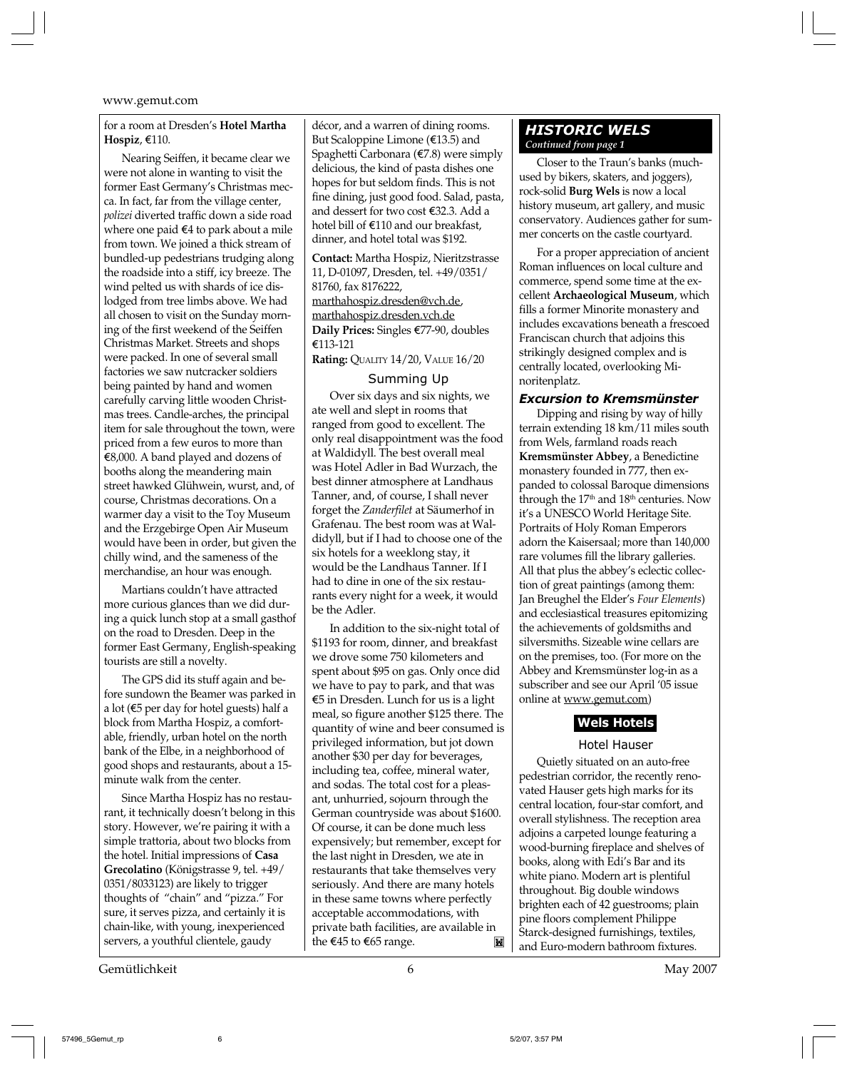for a room at Dresden's **Hotel Martha Hospiz**, €110.

Nearing Seiffen, it became clear we were not alone in wanting to visit the former East Germany's Christmas mecca. In fact, far from the village center, *polizei* diverted traffic down a side road where one paid €4 to park about a mile from town. We joined a thick stream of bundled-up pedestrians trudging along the roadside into a stiff, icy breeze. The wind pelted us with shards of ice dislodged from tree limbs above. We had all chosen to visit on the Sunday morning of the first weekend of the Seiffen Christmas Market. Streets and shops were packed. In one of several small factories we saw nutcracker soldiers being painted by hand and women carefully carving little wooden Christmas trees. Candle-arches, the principal item for sale throughout the town, were priced from a few euros to more than €8,000. A band played and dozens of booths along the meandering main street hawked Glühwein, wurst, and, of course, Christmas decorations. On a warmer day a visit to the Toy Museum and the Erzgebirge Open Air Museum would have been in order, but given the chilly wind, and the sameness of the merchandise, an hour was enough.

Martians couldn't have attracted more curious glances than we did during a quick lunch stop at a small gasthof on the road to Dresden. Deep in the former East Germany, English-speaking tourists are still a novelty.

The GPS did its stuff again and before sundown the Beamer was parked in a lot (€5 per day for hotel guests) half a block from Martha Hospiz, a comfortable, friendly, urban hotel on the north bank of the Elbe, in a neighborhood of good shops and restaurants, about a 15-minute walk from the center.

Since Martha Hospiz has no restaurant, it technically doesn't belong in this story. However, we're pairing it with a simple trattoria, about two blocks from the hotel. Initial impressions of **Casa Grecolatino** (Königstrasse 9, tel. +49/0351/8033123) are likely to trigger thoughts of "chain" and "pizza." For sure, it serves pizza, and certainly it is chain-like, with young, inexperienced servers, a youthful clientele, gaudy décor, and a warren of dining rooms. But Scaloppine Limone (€13.5) and Spaghetti Carbonara (€7.8) were simply delicious, the kind of pasta dishes one hopes for but seldom finds. This is not fine dining, just good food. Salad, pasta, and dessert for two cost €32.3. Add a hotel bill of €110 and our breakfast, dinner, and hotel total was $192.

**Contact:** Martha Hospiz, Nieritzstrasse 11, D-01097, Dresden, tel. +49/0351/81760, fax 8176222, marthahospiz.dresden@vch.de, marthahospiz.dresden.vch.de
**Daily Prices:** Singles €77-90, doubles €113-121
**Rating:** QUALITY 14/20, VALUE 16/20

### Summing Up

Over six days and six nights, we ate well and slept in rooms that ranged from good to excellent. The only real disappointment was the food at Waldidyll. The best overall meal was Hotel Adler in Bad Wurzach, the best dinner atmosphere at Landhaus Tanner, and, of course, I shall never forget the *Zanderfilet* at Säumerhof in Grafenau. The best room was at Waldidyll, but if I had to choose one of the six hotels for a weeklong stay, it would be the Landhaus Tanner. If I had to dine in one of the six restaurants every night for a week, it would be the Adler.

In addition to the six-night total of $1193 for room, dinner, and breakfast we drove some 750 kilometers and spent about $95 on gas. Only once did we have to pay to park, and that was €5 in Dresden. Lunch for us is a light meal, so figure another $125 there. The quantity of wine and beer consumed is privileged information, but jot down another $30 per day for beverages, including tea, coffee, mineral water, and sodas. The total cost for a pleasant, unhurried, sojourn through the German countryside was about $1600. Of course, it can be done much less expensively; but remember, except for the last night in Dresden, we ate in restaurants that take themselves very seriously. And there are many hotels in these same towns where perfectly acceptable accommodations, with private bath facilities, are available in the €45 to €65 range.

## HISTORIC WELS
*Continued from page 1*

Closer to the Traun's banks (much-used by bikers, skaters, and joggers), rock-solid **Burg Wels** is now a local history museum, art gallery, and music conservatory. Audiences gather for summer concerts on the castle courtyard.

For a proper appreciation of ancient Roman influences on local culture and commerce, spend some time at the excellent **Archaeological Museum**, which fills a former Minorite monastery and includes excavations beneath a frescoed Franciscan church that adjoins this strikingly designed complex and is centrally located, overlooking Minoritenplatz.

### *Excursion to Kremsmünster*

Dipping and rising by way of hilly terrain extending 18 km/11 miles south from Wels, farmland roads reach **Kremsmünster Abbey**, a Benedictine monastery founded in 777, then expanded to colossal Baroque dimensions through the 17th and 18th centuries. Now it's a UNESCO World Heritage Site. Portraits of Holy Roman Emperors adorn the Kaisersaal; more than 140,000 rare volumes fill the library galleries. All that plus the abbey's eclectic collection of great paintings (among them: Jan Breughel the Elder's *Four Elements*) and ecclesiastical treasures epitomizing the achievements of goldsmiths and silversmiths. Sizeable wine cellars are on the premises, too. (For more on the Abbey and Kremsmünster log-in as a subscriber and see our April '05 issue online at www.gemut.com)

### Wels Hotels

#### Hotel Hauser

Quietly situated on an auto-free pedestrian corridor, the recently renovated Hauser gets high marks for its central location, four-star comfort, and overall stylishness. The reception area adjoins a carpeted lounge featuring a wood-burning fireplace and shelves of books, along with Edi's Bar and its white piano. Modern art is plentiful throughout. Big double windows brighten each of 42 guestrooms; plain pine floors complement Philippe Starck-designed furnishings, textiles, and Euro-modern bathroom fixtures.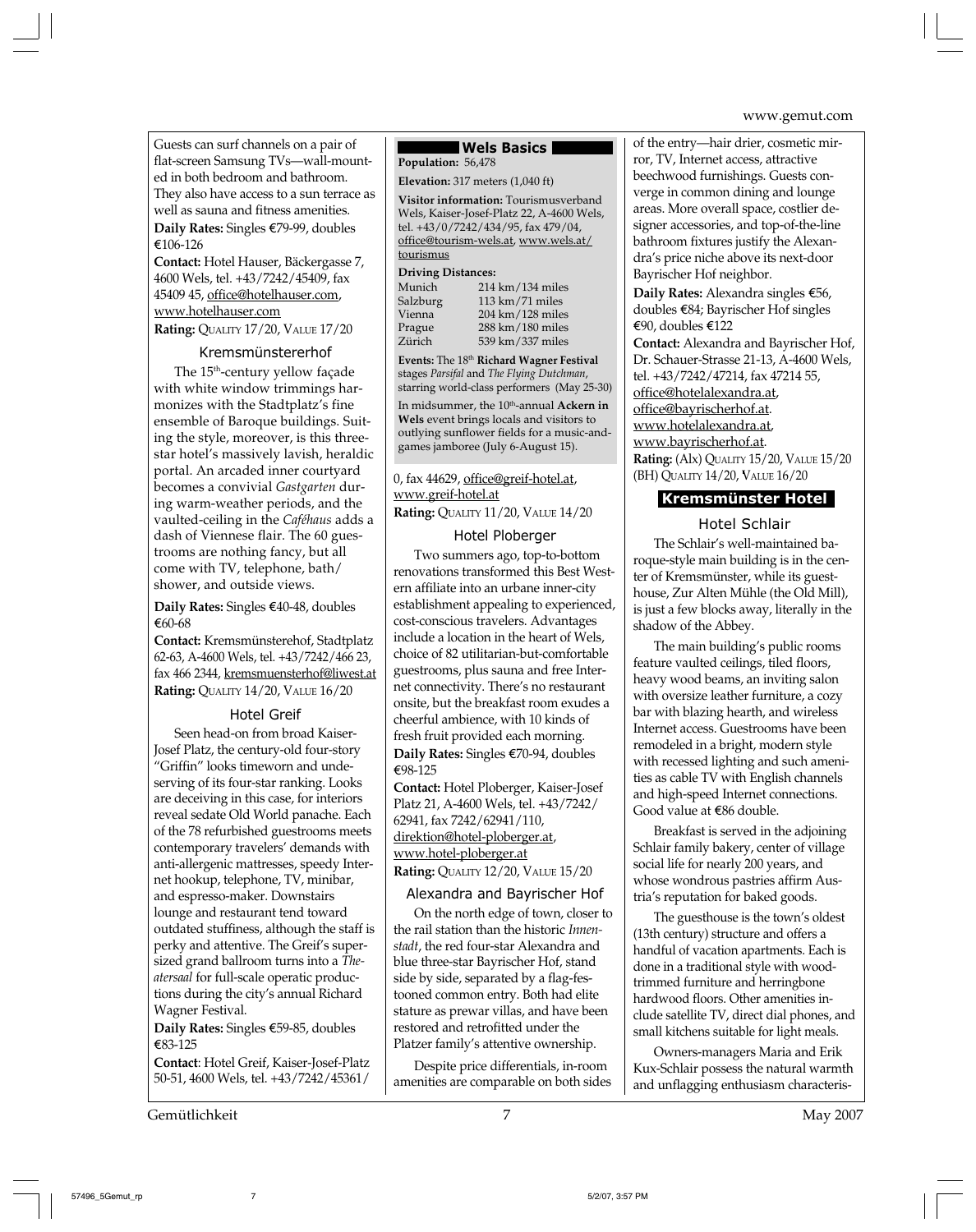Guests can surf channels on a pair of flat-screen Samsung TVs—wall-mounted in both bedroom and bathroom. They also have access to a sun terrace as well as sauna and fitness amenities.

**Daily Rates:** Singles €79-99, doubles €106-126

**Contact:** Hotel Hauser, Bäckergasse 7, 4600 Wels, tel. +43/7242/45409, fax 45409 45, office@hotelhauser.com, www.hotelhauser.com

**Rating:** QUALITY 17/20, VALUE 17/20

### Kremsmünstererhof

The 15th-century yellow façade with white window trimmings harmonizes with the Stadtplatz's fine ensemble of Baroque buildings. Suiting the style, moreover, is this three-star hotel's massively lavish, heraldic portal. An arcaded inner courtyard becomes a convivial *Gastgarten* during warm-weather periods, and the vaulted-ceiling in the *Caféhaus* adds a dash of Viennese flair. The 60 guestrooms are nothing fancy, but all come with TV, telephone, bath/shower, and outside views.

**Daily Rates:** Singles €40-48, doubles €60-68

**Contact:** Kremsmünsterehof, Stadtplatz 62-63, A-4600 Wels, tel. +43/7242/466 23, fax 466 2344, kremsmuensterhof@liwest.at

**Rating:** QUALITY 14/20, VALUE 16/20

### Hotel Greif

Seen head-on from broad Kaiser-Josef Platz, the century-old four-story "Griffin" looks timeworn and undeserving of its four-star ranking. Looks are deceiving in this case, for interiors reveal sedate Old World panache. Each of the 78 refurbished guestrooms meets contemporary travelers' demands with anti-allergenic mattresses, speedy Internet hookup, telephone, TV, minibar, and espresso-maker. Downstairs lounge and restaurant tend toward outdated stuffiness, although the staff is perky and attentive. The Greif's supersized grand ballroom turns into a *Theatersaal* for full-scale operatic productions during the city's annual Richard Wagner Festival.

**Daily Rates:** Singles €59-85, doubles €83-125

**Contact**: Hotel Greif, Kaiser-Josef-Platz 50-51, 4600 Wels, tel. +43/7242/45361/0, fax 44629, office@greif-hotel.at, www.greif-hotel.at

**Rating:** QUALITY 11/20, VALUE 14/20

## Wels Basics

**Population:** 56,478

**Elevation:** 317 meters (1,040 ft)

**Visitor information:** Tourismusverband Wels, Kaiser-Josef-Platz 22, A-4600 Wels, tel. +43/0/7242/434/95, fax 479/04, office@tourism-wels.at, www.wels.at/tourismus

**Driving Distances:**

| | |
|---|---|
| Munich | 214 km/134 miles |
| Salzburg | 113 km/71 miles |
| Vienna | 204 km/128 miles |
| Prague | 288 km/180 miles |
| Zürich | 539 km/337 miles |

**Events:** The 18th **Richard Wagner Festival** stages *Parsifal* and *The Flying Dutchman*, starring world-class performers (May 25-30)

In midsummer, the 10th-annual **Ackern in Wels** event brings locals and visitors to outlying sunflower fields for a music-and-games jamboree (July 6-August 15).

### Hotel Ploberger

Two summers ago, top-to-bottom renovations transformed this Best Western affiliate into an urbane inner-city establishment appealing to experienced, cost-conscious travelers. Advantages include a location in the heart of Wels, choice of 82 utilitarian-but-comfortable guestrooms, plus sauna and free Internet connectivity. There's no restaurant onsite, but the breakfast room exudes a cheerful ambience, with 10 kinds of fresh fruit provided each morning.

**Daily Rates:** Singles €70-94, doubles €98-125

**Contact:** Hotel Ploberger, Kaiser-Josef Platz 21, A-4600 Wels, tel. +43/7242/62941, fax 7242/62941/110, direktion@hotel-ploberger.at, www.hotel-ploberger.at

**Rating:** QUALITY 12/20, VALUE 15/20

### Alexandra and Bayrischer Hof

On the north edge of town, closer to the rail station than the historic *Innenstadt*, the red four-star Alexandra and blue three-star Bayrischer Hof, stand side by side, separated by a flag-festooned common entry. Both had elite stature as prewar villas, and have been restored and retrofitted under the Platzer family's attentive ownership.

Despite price differentials, in-room amenities are comparable on both sides of the entry—hair drier, cosmetic mirror, TV, Internet access, attractive beechwood furnishings. Guests converge in common dining and lounge areas. More overall space, costlier designer accessories, and top-of-the-line bathroom fixtures justify the Alexandra's price niche above its next-door Bayrischer Hof neighbor.

**Daily Rates:** Alexandra singles €56, doubles €84; Bayrischer Hof singles €90, doubles €122

**Contact:** Alexandra and Bayrischer Hof, Dr. Schauer-Strasse 21-13, A-4600 Wels, tel. +43/7242/47214, fax 47214 55, office@hotelalexandra.at, office@bayrischerhof.at. www.hotelalexandra.at, www.bayrischerhof.at.

**Rating:** (Alx) QUALITY 15/20, VALUE 15/20 (BH) QUALITY 14/20, VALUE 16/20

## Kremsmünster Hotel

### Hotel Schlair

The Schlair's well-maintained baroque-style main building is in the center of Kremsmünster, while its guesthouse, Zur Alten Mühle (the Old Mill), is just a few blocks away, literally in the shadow of the Abbey.

The main building's public rooms feature vaulted ceilings, tiled floors, heavy wood beams, an inviting salon with oversize leather furniture, a cozy bar with blazing hearth, and wireless Internet access. Guestrooms have been remodeled in a bright, modern style with recessed lighting and such amenities as cable TV with English channels and high-speed Internet connections. Good value at €86 double.

Breakfast is served in the adjoining Schlair family bakery, center of village social life for nearly 200 years, and whose wondrous pastries affirm Austria's reputation for baked goods.

The guesthouse is the town's oldest (13th century) structure and offers a handful of vacation apartments. Each is done in a traditional style with wood-trimmed furniture and herringbone hardwood floors. Other amenities include satellite TV, direct dial phones, and small kitchens suitable for light meals.

Owners-managers Maria and Erik Kux-Schlair possess the natural warmth and unflagging enthusiasm characteris-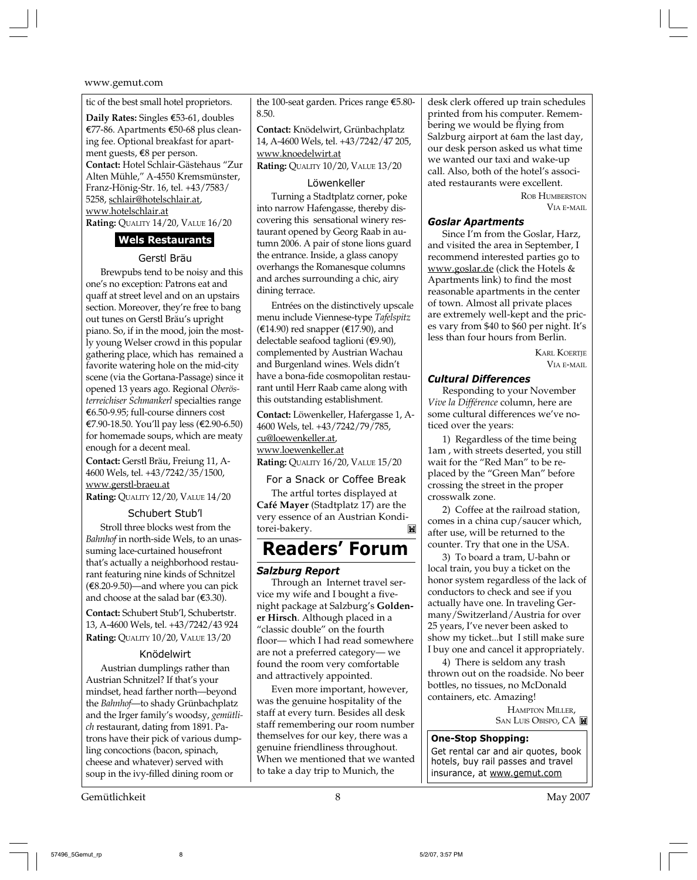tic of the best small hotel proprietors.

**Daily Rates:** Singles €53-61, doubles €77-86. Apartments €50-68 plus cleaning fee. Optional breakfast for apartment guests, €8 per person.

**Contact:** Hotel Schlair-Gästehaus "Zur Alten Mühle," A-4550 Kremsmünster, Franz-Hönig-Str. 16, tel. +43/7583/ 5258, schlair@hotelschlair.at, www.hotelschlair.at

**Rating:** QUALITY 14/20, VALUE 16/20

## Wels Restaurants

### Gerstl Bräu

Brewpubs tend to be noisy and this one's no exception: Patrons eat and quaff at street level and on an upstairs section. Moreover, they're free to bang out tunes on Gerstl Bräu's upright piano. So, if in the mood, join the mostly young Welser crowd in this popular gathering place, which has remained a favorite watering hole on the mid-city scene (via the Gortana-Passage) since it opened 13 years ago. Regional *Oberösterreichiser Schmankerl* specialties range €6.50-9.95; full-course dinners cost €7.90-18.50. You'll pay less (€2.90-6.50) for homemade soups, which are meaty enough for a decent meal.

**Contact:** Gerstl Bräu, Freiung 11, A-4600 Wels, tel. +43/7242/35/1500, www.gerstl-braeu.at

**Rating:** QUALITY 12/20, VALUE 14/20

### Schubert Stub'l

Stroll three blocks west from the *Bahnhof* in north-side Wels, to an unassuming lace-curtained housefront that's actually a neighborhood restaurant featuring nine kinds of Schnitzel (€8.20-9.50)—and where you can pick and choose at the salad bar (€3.30).

**Contact:** Schubert Stub'l, Schubertstr. 13, A-4600 Wels, tel. +43/7242/43 924

**Rating:** QUALITY 10/20, VALUE 13/20

### Knödelwirt

Austrian dumplings rather than Austrian Schnitzel? If that's your mindset, head farther north—beyond the *Bahnhof*—to shady Grünbachplatz and the Irger family's woodsy, *gemütlich* restaurant, dating from 1891. Patrons have their pick of various dumpling concoctions (bacon, spinach, cheese and whatever) served with soup in the ivy-filled dining room or the 100-seat garden. Prices range €5.80-8.50.

**Contact:** Knödelwirt, Grünbachplatz 14, A-4600 Wels, tel. +43/7242/47 205, www.knoedelwirt.at

**Rating:** QUALITY 10/20, VALUE 13/20

### Löwenkeller

Turning a Stadtplatz corner, poke into narrow Hafengasse, thereby discovering this sensational winery restaurant opened by Georg Raab in autumn 2006. A pair of stone lions guard the entrance. Inside, a glass canopy overhangs the Romanesque columns and arches surrounding a chic, airy dining terrace.

Entrées on the distinctively upscale menu include Viennese-type *Tafelspitz* (€14.90) red snapper (€17.90), and delectable seafood taglioni (€9.90), complemented by Austrian Wachau and Burgenland wines. Wels didn't have a bona-fide cosmopolitan restaurant until Herr Raab came along with this outstanding establishment.

**Contact:** Löwenkeller, Hafergasse 1, A-4600 Wels, tel. +43/7242/79/785, cu@loewenkeller.at, www.loewenkeller.at

**Rating:** QUALITY 16/20, VALUE 15/20

### For a Snack or Coffee Break

The artful tortes displayed at **Café Mayer** (Stadtplatz 17) are the very essence of an Austrian Konditorei-bakery.

# Readers' Forum

### *Salzburg Report*

Through an Internet travel service my wife and I bought a five-night package at Salzburg's **Goldener Hirsch**. Although placed in a "classic double" on the fourth floor— which I had read somewhere are not a preferred category— we found the room very comfortable and attractively appointed.

Even more important, however, was the genuine hospitality of the staff at every turn. Besides all desk staff remembering our room number themselves for our key, there was a genuine friendliness throughout. When we mentioned that we wanted to take a day trip to Munich, the desk clerk offered up train schedules printed from his computer. Remembering we would be flying from Salzburg airport at 6am the last day, our desk person asked us what time we wanted our taxi and wake-up call. Also, both of the hotel's associated restaurants were excellent.

ROB HUMBERSTON
VIA E-MAIL

### *Goslar Apartments*

Since I'm from the Goslar, Harz, and visited the area in September, I recommend interested parties go to www.goslar.de (click the Hotels & Apartments link) to find the most reasonable apartments in the center of town. Almost all private places are extremely well-kept and the prices vary from $40 to $60 per night. It's less than four hours from Berlin.

KARL KOERTJE
VIA E-MAIL

### *Cultural Differences*

Responding to your November *Vive la Différence* column, here are some cultural differences we've noticed over the years:

1) Regardless of the time being 1am , with streets deserted, you still wait for the "Red Man" to be replaced by the "Green Man" before crossing the street in the proper crosswalk zone.

2) Coffee at the railroad station, comes in a china cup/saucer which, after use, will be returned to the counter. Try that one in the USA.

3) To board a tram, U-bahn or local train, you buy a ticket on the honor system regardless of the lack of conductors to check and see if you actually have one. In traveling Germany/Switzerland/Austria for over 25 years, I've never been asked to show my ticket...but I still make sure I buy one and cancel it appropriately.

4) There is seldom any trash thrown out on the roadside. No beer bottles, no tissues, no McDonald containers, etc. Amazing!

HAMPTON MILLER,
SAN LUIS OBISPO, CA

**One-Stop Shopping:**
Get rental car and air quotes, book hotels, buy rail passes and travel insurance, at www.gemut.com